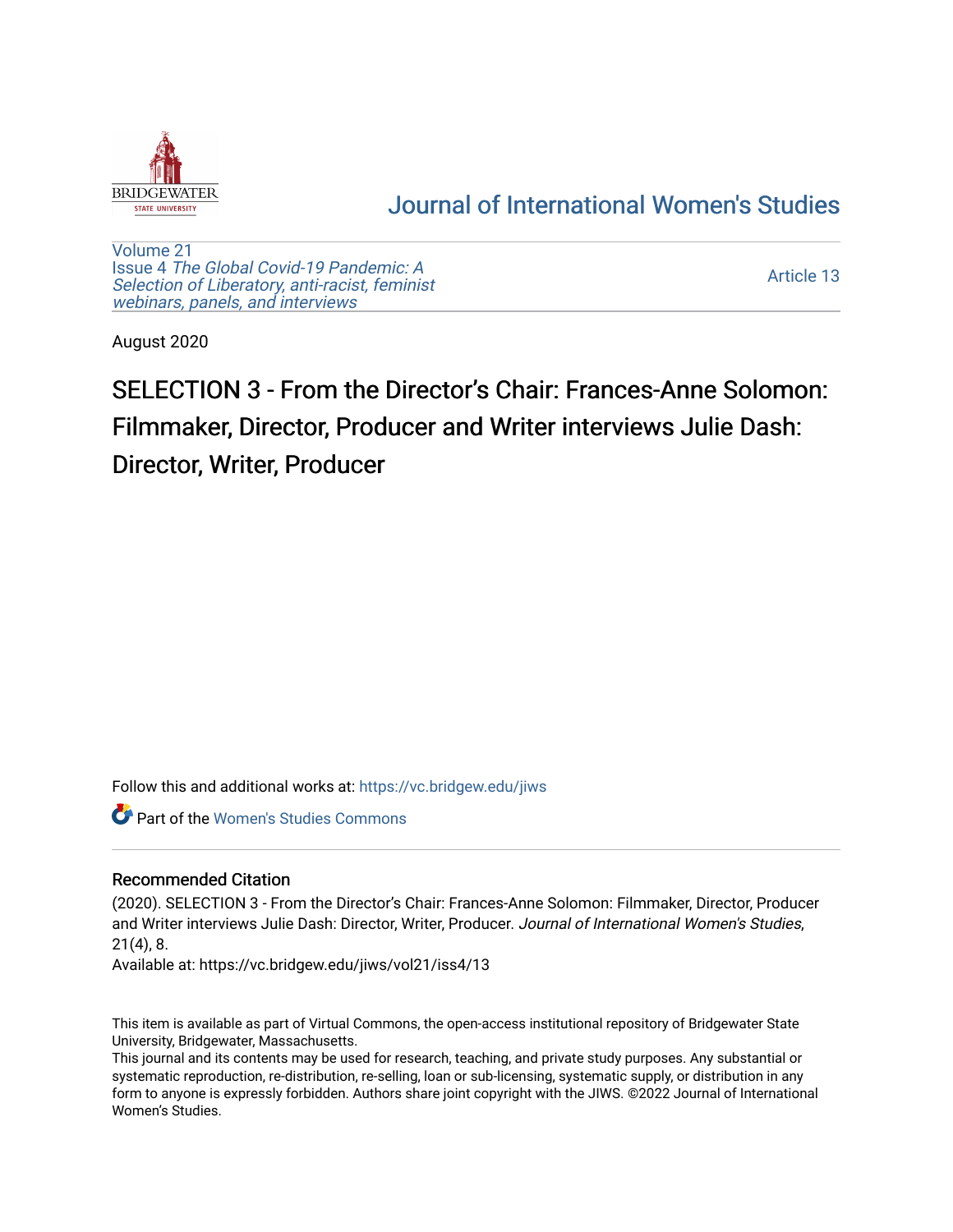Journal of International Women's Studies

Volume 21
Issue 4 *The Global Covid-19 Pandemic: A Selection of Liberatory, anti-racist, feminist webinars, panels, and interviews*

Article 13

August 2020

# SELECTION 3 - From the Director's Chair: Frances-Anne Solomon: Filmmaker, Director, Producer and Writer interviews Julie Dash: Director, Writer, Producer

Follow this and additional works at: https://vc.bridgew.edu/jiws

Part of the Women's Studies Commons

## Recommended Citation

(2020). SELECTION 3 - From the Director's Chair: Frances-Anne Solomon: Filmmaker, Director, Producer and Writer interviews Julie Dash: Director, Writer, Producer. *Journal of International Women's Studies*, 21(4), 8.
Available at: https://vc.bridgew.edu/jiws/vol21/iss4/13

This item is available as part of Virtual Commons, the open-access institutional repository of Bridgewater State University, Bridgewater, Massachusetts.
This journal and its contents may be used for research, teaching, and private study purposes. Any substantial or systematic reproduction, re-distribution, re-selling, loan or sub-licensing, systematic supply, or distribution in any form to anyone is expressly forbidden. Authors share joint copyright with the JIWS. ©2022 Journal of International Women's Studies.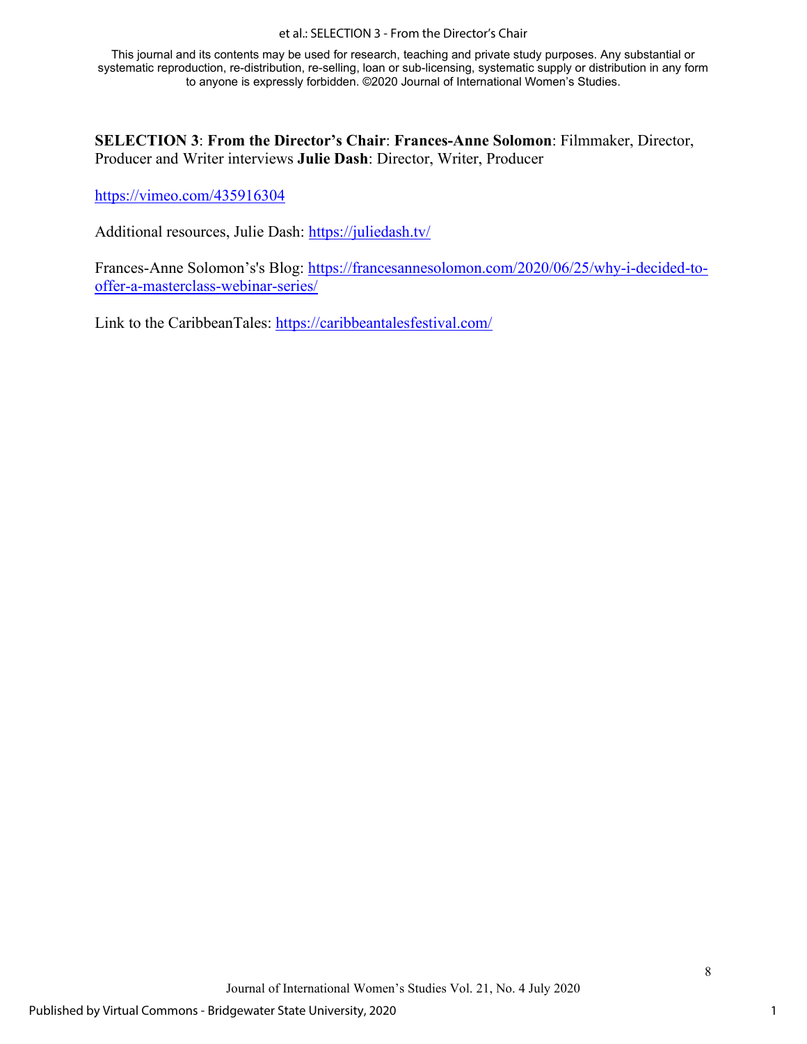This journal and its contents may be used for research, teaching and private study purposes. Any substantial or systematic reproduction, re-distribution, re-selling, loan or sub-licensing, systematic supply or distribution in any form to anyone is expressly forbidden. ©2020 Journal of International Women's Studies.

**SELECTION 3**: **From the Director's Chair**: **Frances-Anne Solomon**: Filmmaker, Director, Producer and Writer interviews **Julie Dash**: Director, Writer, Producer

https://vimeo.com/435916304

Additional resources, Julie Dash: https://juliedash.tv/

Frances-Anne Solomon's's Blog: https://francesannesolomon.com/2020/06/25/why-i-decided-to-offer-a-masterclass-webinar-series/

Link to the CaribbeanTales: https://caribbeantalesfestival.com/